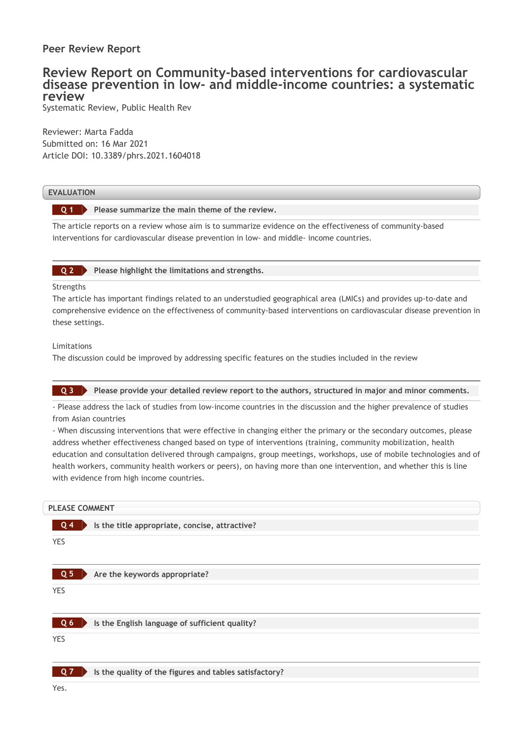Peer Review Report

# Review Report on Community-based interventions for cardiovascular disease prevention in low- and middle-income countries: a systematic review

Systematic Review, Public Health Rev

Reviewer: Marta Fadda
Submitted on: 16 Mar 2021
Article DOI: 10.3389/phrs.2021.1604018

## EVALUATION

### Q 1 Please summarize the main theme of the review.

The article reports on a review whose aim is to summarize evidence on the effectiveness of community-based interventions for cardiovascular disease prevention in low- and middle- income countries.

### Q 2 Please highlight the limitations and strengths.

Strengths
The article has important findings related to an understudied geographical area (LMICs) and provides up-to-date and comprehensive evidence on the effectiveness of community-based interventions on cardiovascular disease prevention in these settings.

Limitations
The discussion could be improved by addressing specific features on the studies included in the review

### Q 3 Please provide your detailed review report to the authors, structured in major and minor comments.

- Please address the lack of studies from low-income countries in the discussion and the higher prevalence of studies from Asian countries
- When discussing interventions that were effective in changing either the primary or the secondary outcomes, please address whether effectiveness changed based on type of interventions (training, community mobilization, health education and consultation delivered through campaigns, group meetings, workshops, use of mobile technologies and of health workers, community health workers or peers), on having more than one intervention, and whether this is line with evidence from high income countries.

## PLEASE COMMENT

### Q 4 Is the title appropriate, concise, attractive?

YES

### Q 5 Are the keywords appropriate?

YES

### Q 6 Is the English language of sufficient quality?

YES

### Q 7 Is the quality of the figures and tables satisfactory?

Yes.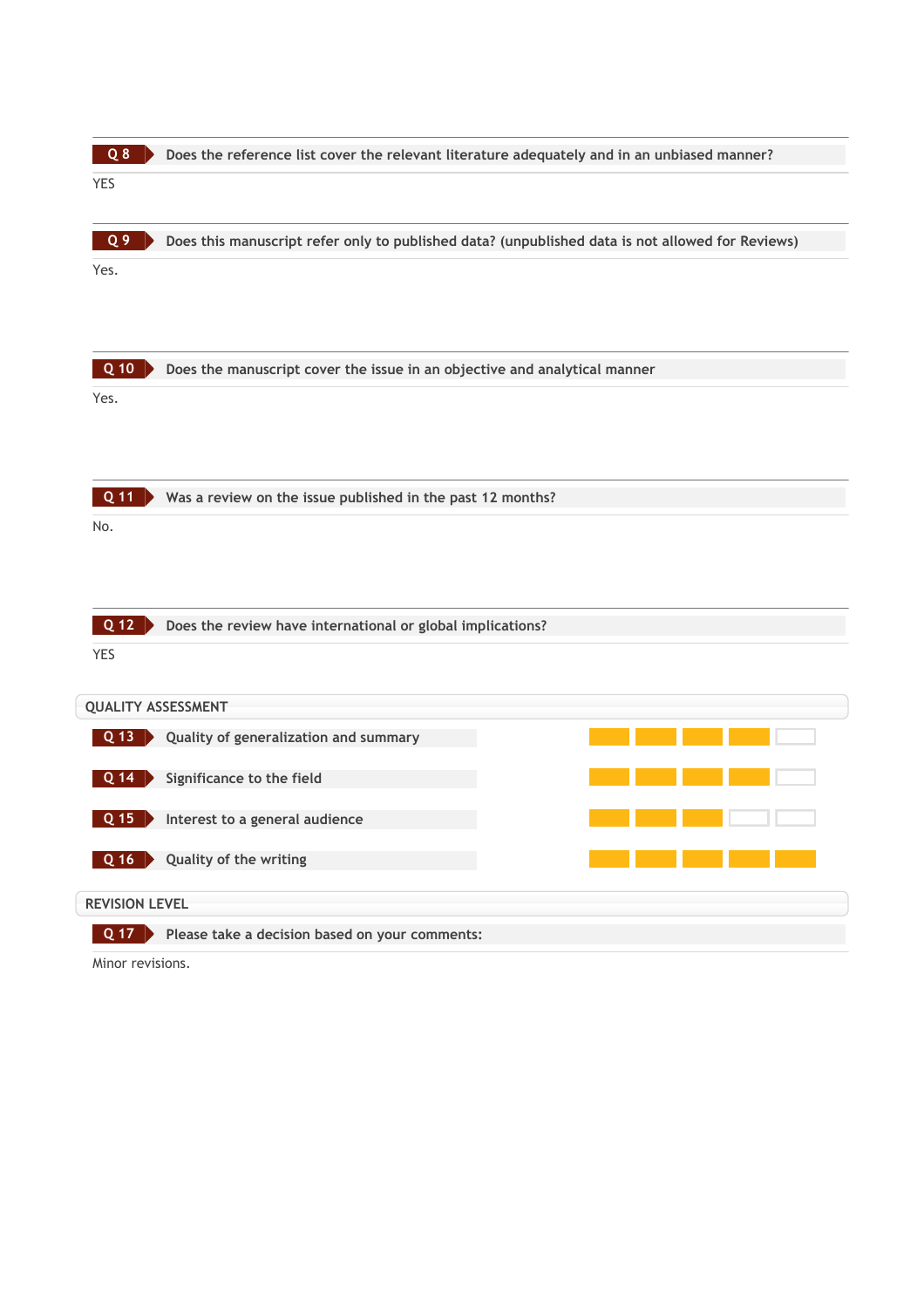**Q 8** Does the reference list cover the relevant literature adequately and in an unbiased manner?

YES

**Q 9** Does this manuscript refer only to published data? (unpublished data is not allowed for Reviews)

Yes.

**Q 10** Does the manuscript cover the issue in an objective and analytical manner

Yes.

**Q 11** Was a review on the issue published in the past 12 months?

No.

**Q 12** Does the review have international or global implications?

YES

## QUALITY ASSESSMENT

**Q 13** Quality of generalization and summary

**Q 14** Significance to the field

**Q 15** Interest to a general audience

**Q 16** Quality of the writing

## REVISION LEVEL

**Q 17** Please take a decision based on your comments:

Minor revisions.